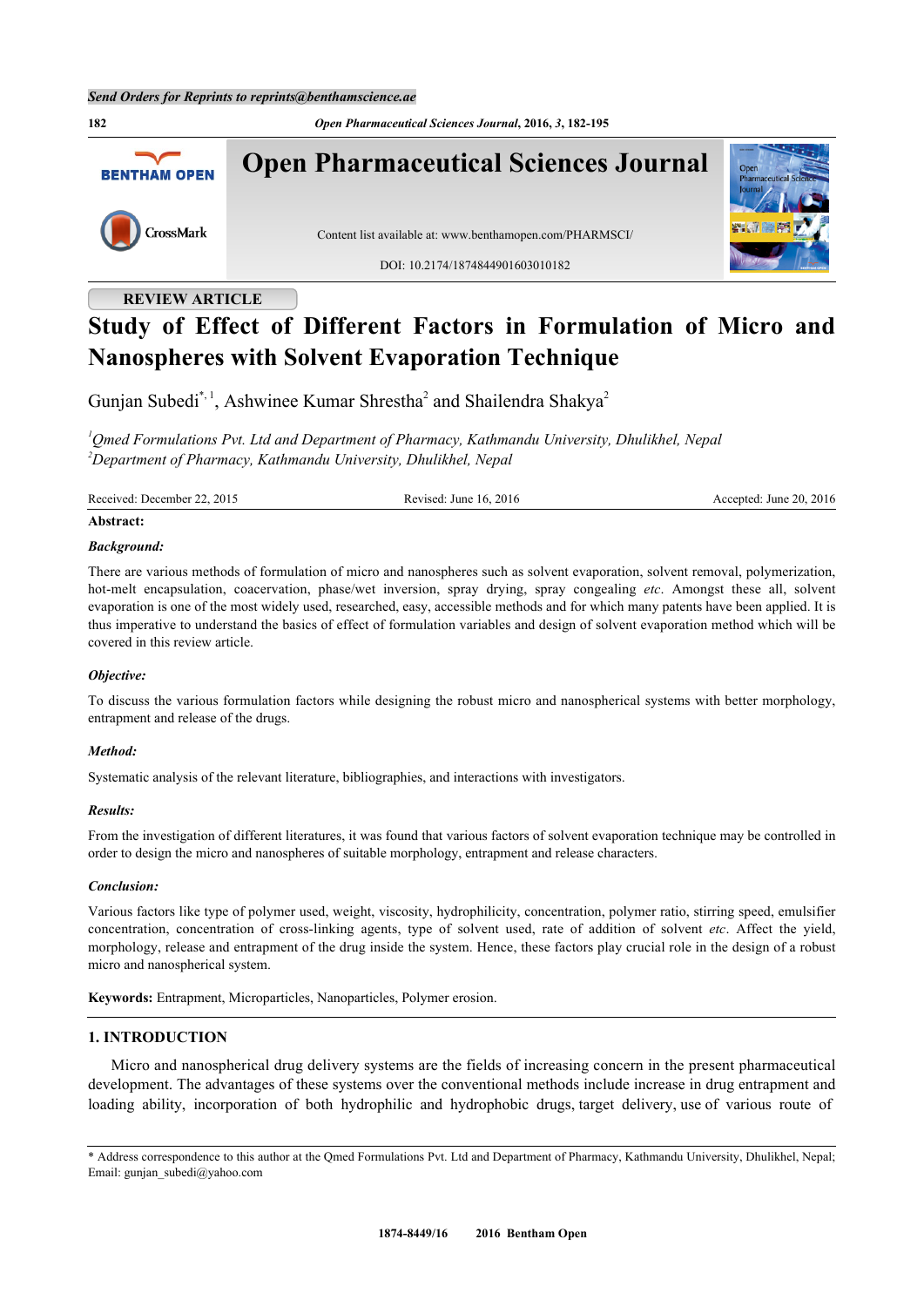Send Orders for Reprints to reprints@benthamscience.ae

# Study of Effect of Different Factors in Formulation of Micro and Nanospheres with Solvent Evaporation Technique

**REVIEW ARTICLE**

Gunjan Subedi[*, 1], Ashwinee Kumar Shrestha[2] and Shailendra Shakya[2]

*[1]Qmed Formulations Pvt. Ltd and Department of Pharmacy, Kathmandu University, Dhulikhel, Nepal*
*[2]Department of Pharmacy, Kathmandu University, Dhulikhel, Nepal*

Received: December 22, 2015 | Revised: June 16, 2016 | Accepted: June 20, 2016

**Abstract:**

***Background:***

There are various methods of formulation of micro and nanospheres such as solvent evaporation, solvent removal, polymerization, hot-melt encapsulation, coacervation, phase/wet inversion, spray drying, spray congealing *etc*. Amongst these all, solvent evaporation is one of the most widely used, researched, easy, accessible methods and for which many patents have been applied. It is thus imperative to understand the basics of effect of formulation variables and design of solvent evaporation method which will be covered in this review article.

***Objective:***

To discuss the various formulation factors while designing the robust micro and nanospherical systems with better morphology, entrapment and release of the drugs.

***Method:***

Systematic analysis of the relevant literature, bibliographies, and interactions with investigators.

***Results:***

From the investigation of different literatures, it was found that various factors of solvent evaporation technique may be controlled in order to design the micro and nanospheres of suitable morphology, entrapment and release characters.

***Conclusion:***

Various factors like type of polymer used, weight, viscosity, hydrophilicity, concentration, polymer ratio, stirring speed, emulsifier concentration, concentration of cross-linking agents, type of solvent used, rate of addition of solvent *etc*. Affect the yield, morphology, release and entrapment of the drug inside the system. Hence, these factors play crucial role in the design of a robust micro and nanospherical system.

**Keywords:** Entrapment, Microparticles, Nanoparticles, Polymer erosion.

## 1. INTRODUCTION

Micro and nanospherical drug delivery systems are the fields of increasing concern in the present pharmaceutical development. The advantages of these systems over the conventional methods include increase in drug entrapment and loading ability, incorporation of both hydrophilic and hydrophobic drugs, target delivery, use of various route of

\* Address correspondence to this author at the Qmed Formulations Pvt. Ltd and Department of Pharmacy, Kathmandu University, Dhulikhel, Nepal; Email: gunjan_subedi@yahoo.com

1874-8449/16 2016 Bentham Open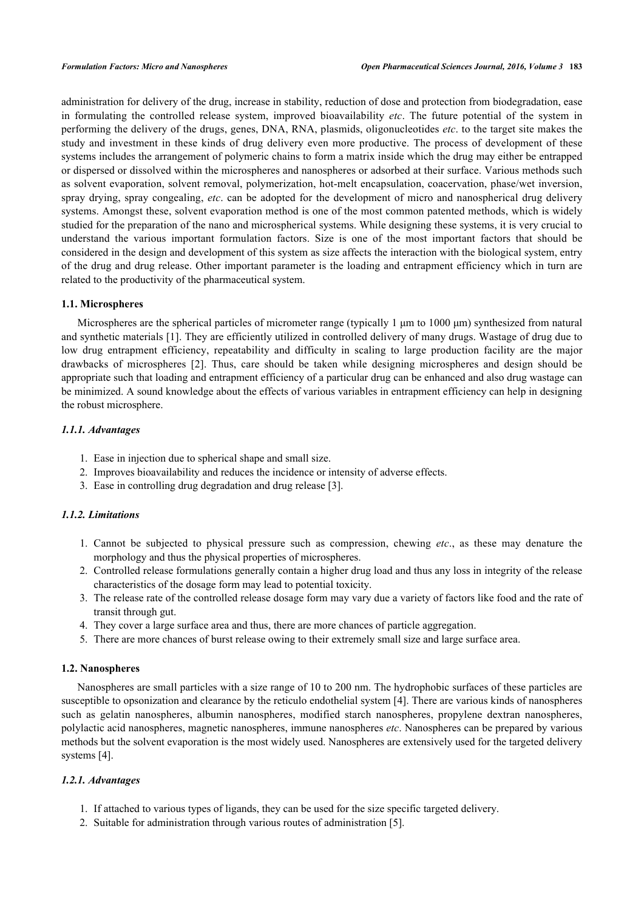administration for delivery of the drug, increase in stability, reduction of dose and protection from biodegradation, ease in formulating the controlled release system, improved bioavailability *etc*. The future potential of the system in performing the delivery of the drugs, genes, DNA, RNA, plasmids, oligonucleotides *etc*. to the target site makes the study and investment in these kinds of drug delivery even more productive. The process of development of these systems includes the arrangement of polymeric chains to form a matrix inside which the drug may either be entrapped or dispersed or dissolved within the microspheres and nanospheres or adsorbed at their surface. Various methods such as solvent evaporation, solvent removal, polymerization, hot-melt encapsulation, coacervation, phase/wet inversion, spray drying, spray congealing, *etc*. can be adopted for the development of micro and nanospherical drug delivery systems. Amongst these, solvent evaporation method is one of the most common patented methods, which is widely studied for the preparation of the nano and microspherical systems. While designing these systems, it is very crucial to understand the various important formulation factors. Size is one of the most important factors that should be considered in the design and development of this system as size affects the interaction with the biological system, entry of the drug and drug release. Other important parameter is the loading and entrapment efficiency which in turn are related to the productivity of the pharmaceutical system.

### 1.1. Microspheres

Microspheres are the spherical particles of micrometer range (typically 1 μm to 1000 μm) synthesized from natural and synthetic materials [1]. They are efficiently utilized in controlled delivery of many drugs. Wastage of drug due to low drug entrapment efficiency, repeatability and difficulty in scaling to large production facility are the major drawbacks of microspheres [2]. Thus, care should be taken while designing microspheres and design should be appropriate such that loading and entrapment efficiency of a particular drug can be enhanced and also drug wastage can be minimized. A sound knowledge about the effects of various variables in entrapment efficiency can help in designing the robust microsphere.

#### *1.1.1. Advantages*

1. Ease in injection due to spherical shape and small size.
2. Improves bioavailability and reduces the incidence or intensity of adverse effects.
3. Ease in controlling drug degradation and drug release [3].

#### *1.1.2. Limitations*

1. Cannot be subjected to physical pressure such as compression, chewing *etc*., as these may denature the morphology and thus the physical properties of microspheres.
2. Controlled release formulations generally contain a higher drug load and thus any loss in integrity of the release characteristics of the dosage form may lead to potential toxicity.
3. The release rate of the controlled release dosage form may vary due a variety of factors like food and the rate of transit through gut.
4. They cover a large surface area and thus, there are more chances of particle aggregation.
5. There are more chances of burst release owing to their extremely small size and large surface area.

### 1.2. Nanospheres

Nanospheres are small particles with a size range of 10 to 200 nm. The hydrophobic surfaces of these particles are susceptible to opsonization and clearance by the reticulo endothelial system [4]. There are various kinds of nanospheres such as gelatin nanospheres, albumin nanospheres, modified starch nanospheres, propylene dextran nanospheres, polylactic acid nanospheres, magnetic nanospheres, immune nanospheres *etc*. Nanospheres can be prepared by various methods but the solvent evaporation is the most widely used. Nanospheres are extensively used for the targeted delivery systems [4].

#### *1.2.1. Advantages*

1. If attached to various types of ligands, they can be used for the size specific targeted delivery.
2. Suitable for administration through various routes of administration [5].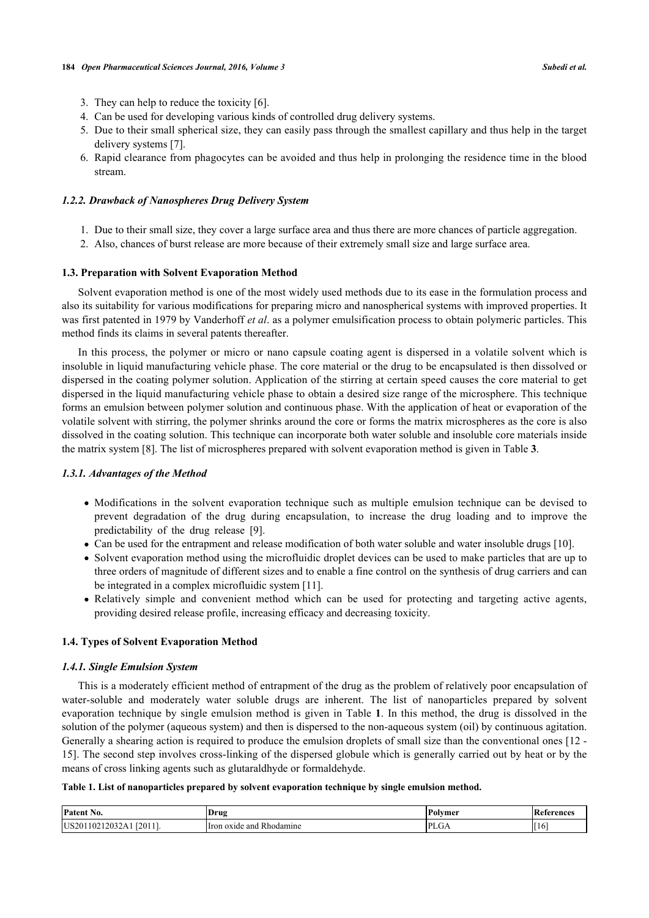3. They can help to reduce the toxicity [6].
4. Can be used for developing various kinds of controlled drug delivery systems.
5. Due to their small spherical size, they can easily pass through the smallest capillary and thus help in the target delivery systems [7].
6. Rapid clearance from phagocytes can be avoided and thus help in prolonging the residence time in the blood stream.

#### *1.2.2. Drawback of Nanospheres Drug Delivery System*

1. Due to their small size, they cover a large surface area and thus there are more chances of particle aggregation.
2. Also, chances of burst release are more because of their extremely small size and large surface area.

### 1.3. Preparation with Solvent Evaporation Method

Solvent evaporation method is one of the most widely used methods due to its ease in the formulation process and also its suitability for various modifications for preparing micro and nanospherical systems with improved properties. It was first patented in 1979 by Vanderhoff *et al*. as a polymer emulsification process to obtain polymeric particles. This method finds its claims in several patents thereafter.

In this process, the polymer or micro or nano capsule coating agent is dispersed in a volatile solvent which is insoluble in liquid manufacturing vehicle phase. The core material or the drug to be encapsulated is then dissolved or dispersed in the coating polymer solution. Application of the stirring at certain speed causes the core material to get dispersed in the liquid manufacturing vehicle phase to obtain a desired size range of the microsphere. This technique forms an emulsion between polymer solution and continuous phase. With the application of heat or evaporation of the volatile solvent with stirring, the polymer shrinks around the core or forms the matrix microspheres as the core is also dissolved in the coating solution. This technique can incorporate both water soluble and insoluble core materials inside the matrix system [8]. The list of microspheres prepared with solvent evaporation method is given in Table **3**.

#### *1.3.1. Advantages of the Method*

- Modifications in the solvent evaporation technique such as multiple emulsion technique can be devised to prevent degradation of the drug during encapsulation, to increase the drug loading and to improve the predictability of the drug release [9].
- Can be used for the entrapment and release modification of both water soluble and water insoluble drugs [10].
- Solvent evaporation method using the microfluidic droplet devices can be used to make particles that are up to three orders of magnitude of different sizes and to enable a fine control on the synthesis of drug carriers and can be integrated in a complex microfluidic system [11].
- Relatively simple and convenient method which can be used for protecting and targeting active agents, providing desired release profile, increasing efficacy and decreasing toxicity.

### 1.4. Types of Solvent Evaporation Method

#### *1.4.1. Single Emulsion System*

This is a moderately efficient method of entrapment of the drug as the problem of relatively poor encapsulation of water-soluble and moderately water soluble drugs are inherent. The list of nanoparticles prepared by solvent evaporation technique by single emulsion method is given in Table **1**. In this method, the drug is dissolved in the solution of the polymer (aqueous system) and then is dispersed to the non-aqueous system (oil) by continuous agitation. Generally a shearing action is required to produce the emulsion droplets of small size than the conventional ones [12 - 15]. The second step involves cross-linking of the dispersed globule which is generally carried out by heat or by the means of cross linking agents such as glutaraldhyde or formaldehyde.

**Table 1. List of nanoparticles prepared by solvent evaporation technique by single emulsion method.**

| Patent No. | Drug | Polymer | References |
|---|---|---|---|
| US20110212032A1 [2011]. | Iron oxide and Rhodamine | PLGA | [16] |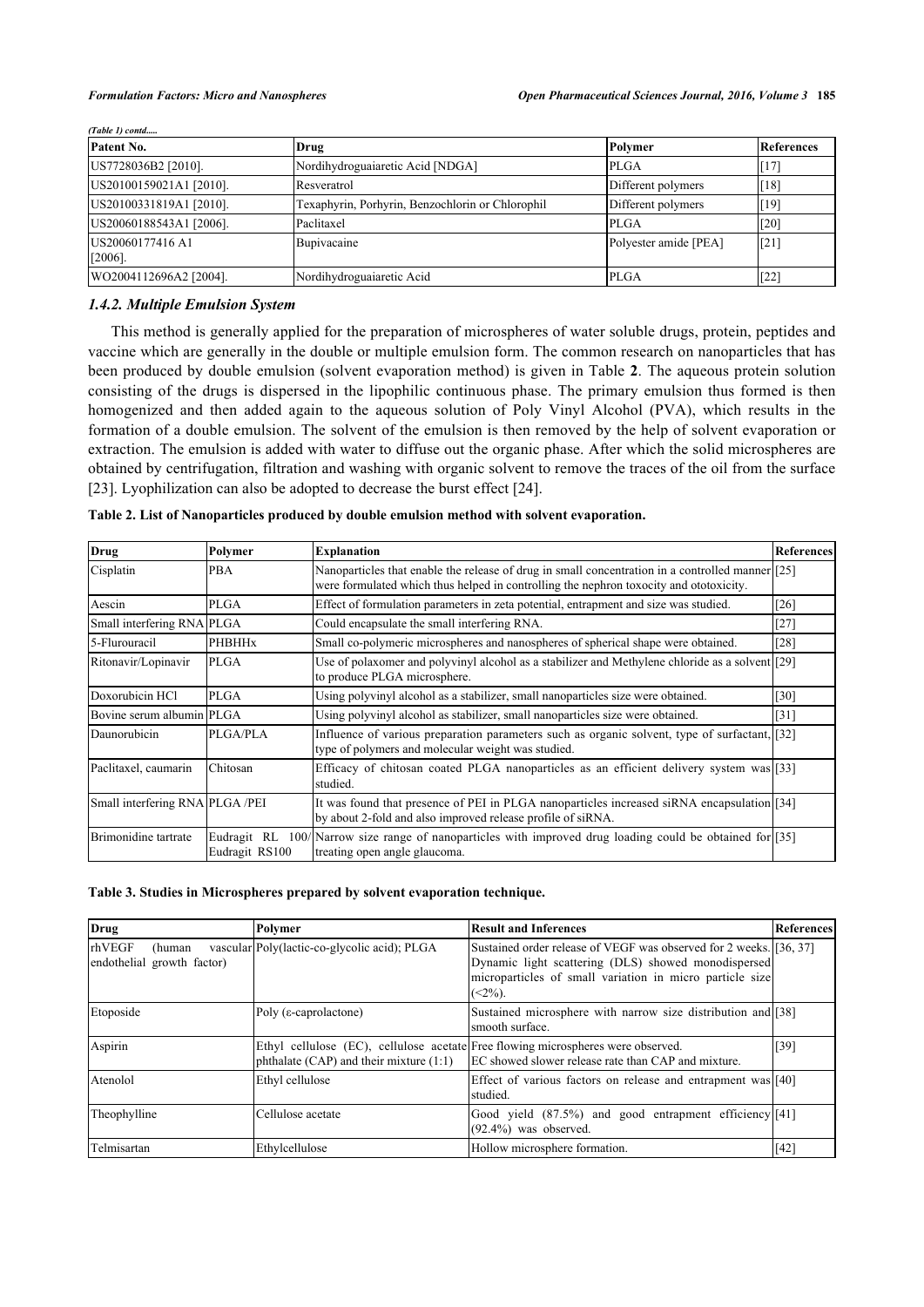*(Table 1) contd.....*

| Patent No. | Drug | Polymer | References |
|---|---|---|---|
| US7728036B2 [2010]. | Nordihydroguaiaretic Acid [NDGA] | PLGA | [17] |
| US20100159021A1 [2010]. | Resveratrol | Different polymers | [18] |
| US20100331819A1 [2010]. | Texaphyrin, Porhyrin, Benzochlorin or Chlorophil | Different polymers | [19] |
| US20060188543A1 [2006]. | Paclitaxel | PLGA | [20] |
| US20060177416 A1 [2006]. | Bupivacaine | Polyester amide [PEA] | [21] |
| WO2004112696A2 [2004]. | Nordihydroguaiaretic Acid | PLGA | [22] |

### 1.4.2. Multiple Emulsion System

This method is generally applied for the preparation of microspheres of water soluble drugs, protein, peptides and vaccine which are generally in the double or multiple emulsion form. The common research on nanoparticles that has been produced by double emulsion (solvent evaporation method) is given in Table **2**. The aqueous protein solution consisting of the drugs is dispersed in the lipophilic continuous phase. The primary emulsion thus formed is then homogenized and then added again to the aqueous solution of Poly Vinyl Alcohol (PVA), which results in the formation of a double emulsion. The solvent of the emulsion is then removed by the help of solvent evaporation or extraction. The emulsion is added with water to diffuse out the organic phase. After which the solid microspheres are obtained by centrifugation, filtration and washing with organic solvent to remove the traces of the oil from the surface [23]. Lyophilization can also be adopted to decrease the burst effect [24].

**Table 2. List of Nanoparticles produced by double emulsion method with solvent evaporation.**

| Drug | Polymer | Explanation | References |
|---|---|---|---|
| Cisplatin | PBA | Nanoparticles that enable the release of drug in small concentration in a controlled manner were formulated which thus helped in controlling the nephron toxocity and ototoxicity. | [25] |
| Aescin | PLGA | Effect of formulation parameters in zeta potential, entrapment and size was studied. | [26] |
| Small interfering RNA | PLGA | Could encapsulate the small interfering RNA. | [27] |
| 5-Flurouracil | PHBHHx | Small co-polymeric microspheres and nanospheres of spherical shape were obtained. | [28] |
| Ritonavir/Lopinavir | PLGA | Use of polaxomer and polyvinyl alcohol as a stabilizer and Methylene chloride as a solvent to produce PLGA microsphere. | [29] |
| Doxorubicin HCl | PLGA | Using polyvinyl alcohol as a stabilizer, small nanoparticles size were obtained. | [30] |
| Bovine serum albumin | PLGA | Using polyvinyl alcohol as stabilizer, small nanoparticles size were obtained. | [31] |
| Daunorubicin | PLGA/PLA | Influence of various preparation parameters such as organic solvent, type of surfactant, type of polymers and molecular weight was studied. | [32] |
| Paclitaxel, caumarin | Chitosan | Efficacy of chitosan coated PLGA nanoparticles as an efficient delivery system was studied. | [33] |
| Small interfering RNA | PLGA /PEI | It was found that presence of PEI in PLGA nanoparticles increased siRNA encapsulation by about 2-fold and also improved release profile of siRNA. | [34] |
| Brimonidine tartrate | Eudragit RL 100/ Eudragit RS100 | Narrow size range of nanoparticles with improved drug loading could be obtained for treating open angle glaucoma. | [35] |

**Table 3. Studies in Microspheres prepared by solvent evaporation technique.**

| Drug | Polymer | Result and Inferences | References |
|---|---|---|---|
| rhVEGF (human vascular endothelial growth factor) | Poly(lactic-co-glycolic acid); PLGA | Sustained order release of VEGF was observed for 2 weeks. Dynamic light scattering (DLS) showed monodispersed microparticles of small variation in micro particle size (<2%). | [36, 37] |
| Etoposide | Poly (ε-caprolactone) | Sustained microsphere with narrow size distribution and smooth surface. | [38] |
| Aspirin | Ethyl cellulose (EC), cellulose acetate phthalate (CAP) and their mixture (1:1) | Free flowing microspheres were observed. EC showed slower release rate than CAP and mixture. | [39] |
| Atenolol | Ethyl cellulose | Effect of various factors on release and entrapment was studied. | [40] |
| Theophylline | Cellulose acetate | Good yield (87.5%) and good entrapment efficiency (92.4%) was observed. | [41] |
| Telmisartan | Ethylcellulose | Hollow microsphere formation. | [42] |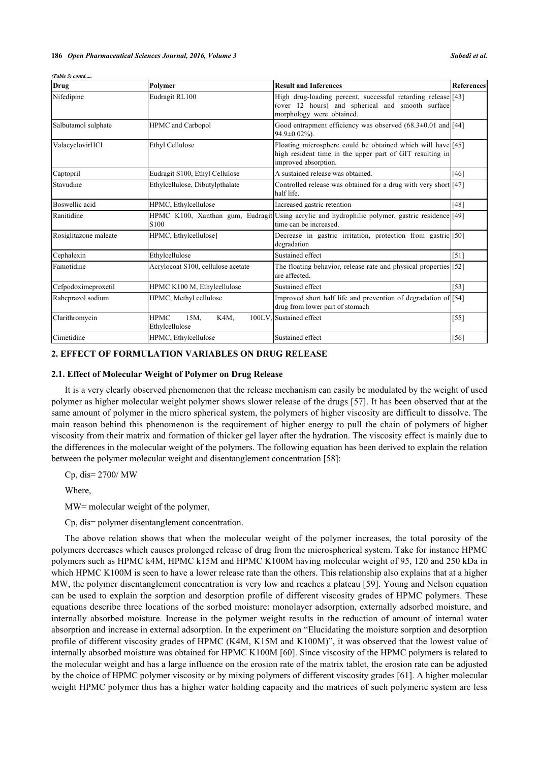*(Table 3) contd.....*

| Drug | Polymer | Result and Inferences | References |
|---|---|---|---|
| Nifedipine | Eudragit RL100 | High drug-loading percent, successful retarding release (over 12 hours) and spherical and smooth surface morphology were obtained. | [43] |
| Salbutamol sulphate | HPMC and Carbopol | Good entrapment efficiency was observed (68.3±0.01 and 94.9±0.02%). | [44] |
| ValacyclovirHCl | Ethyl Cellulose | Floating microsphere could be obtained which will have high resident time in the upper part of GIT resulting in improved absorption. | [45] |
| Captopril | Eudragit S100, Ethyl Cellulose | A sustained release was obtained. | [46] |
| Stavudine | Ethylcellulose, Dibutylpthalate | Controlled release was obtained for a drug with very short half life. | [47] |
| Boswellic acid | HPMC, Ethylcellulose | Increased gastric retention | [48] |
| Ranitidine | HPMC K100, Xanthan gum, Eudragit S100 | Using acrylic and hydrophilic polymer, gastric residence time can be increased. | [49] |
| Rosiglitazone maleate | HPMC, Ethylcellulose] | Decrease in gastric irritation, protection from gastric degradation | [50] |
| Cephalexin | Ethylcellulose | Sustained effect | [51] |
| Famotidine | Acrylocoat S100, cellulose acetate | The floating behavior, release rate and physical properties are affected. | [52] |
| Cefpodoximeproxetil | HPMC K100 M, Ethylcellulose | Sustained effect | [53] |
| Rabeprazol sodium | HPMC, Methyl cellulose | Improved short half life and prevention of degradation of drug from lower part of stomach | [54] |
| Clarithromycin | HPMC 15M, K4M, 100LV, Ethylcellulose | Sustained effect | [55] |
| Cimetidine | HPMC, Ethylcellulose | Sustained effect | [56] |

## 2. EFFECT OF FORMULATION VARIABLES ON DRUG RELEASE

### 2.1. Effect of Molecular Weight of Polymer on Drug Release

It is a very clearly observed phenomenon that the release mechanism can easily be modulated by the weight of used polymer as higher molecular weight polymer shows slower release of the drugs [57]. It has been observed that at the same amount of polymer in the micro spherical system, the polymers of higher viscosity are difficult to dissolve. The main reason behind this phenomenon is the requirement of higher energy to pull the chain of polymers of higher viscosity from their matrix and formation of thicker gel layer after the hydration. The viscosity effect is mainly due to the differences in the molecular weight of the polymers. The following equation has been derived to explain the relation between the polymer molecular weight and disentanglement concentration [58]:

$$C_{p,dis} = 2700/\ MW$$

Where,

MW= molecular weight of the polymer,

$C_{p,dis}$= polymer disentanglement concentration.

The above relation shows that when the molecular weight of the polymer increases, the total porosity of the polymers decreases which causes prolonged release of drug from the microspherical system. Take for instance HPMC polymers such as HPMC k4M, HPMC k15M and HPMC K100M having molecular weight of 95, 120 and 250 kDa in which HPMC K100M is seen to have a lower release rate than the others. This relationship also explains that at a higher MW, the polymer disentanglement concentration is very low and reaches a plateau [59]. Young and Nelson equation can be used to explain the sorption and desorption profile of different viscosity grades of HPMC polymers. These equations describe three locations of the sorbed moisture: monolayer adsorption, externally adsorbed moisture, and internally absorbed moisture. Increase in the polymer weight results in the reduction of amount of internal water absorption and increase in external adsorption. In the experiment on "Elucidating the moisture sorption and desorption profile of different viscosity grades of HPMC (K4M, K15M and K100M)", it was observed that the lowest value of internally absorbed moisture was obtained for HPMC K100M [60]. Since viscosity of the HPMC polymers is related to the molecular weight and has a large influence on the erosion rate of the matrix tablet, the erosion rate can be adjusted by the choice of HPMC polymer viscosity or by mixing polymers of different viscosity grades [61]. A higher molecular weight HPMC polymer thus has a higher water holding capacity and the matrices of such polymeric system are less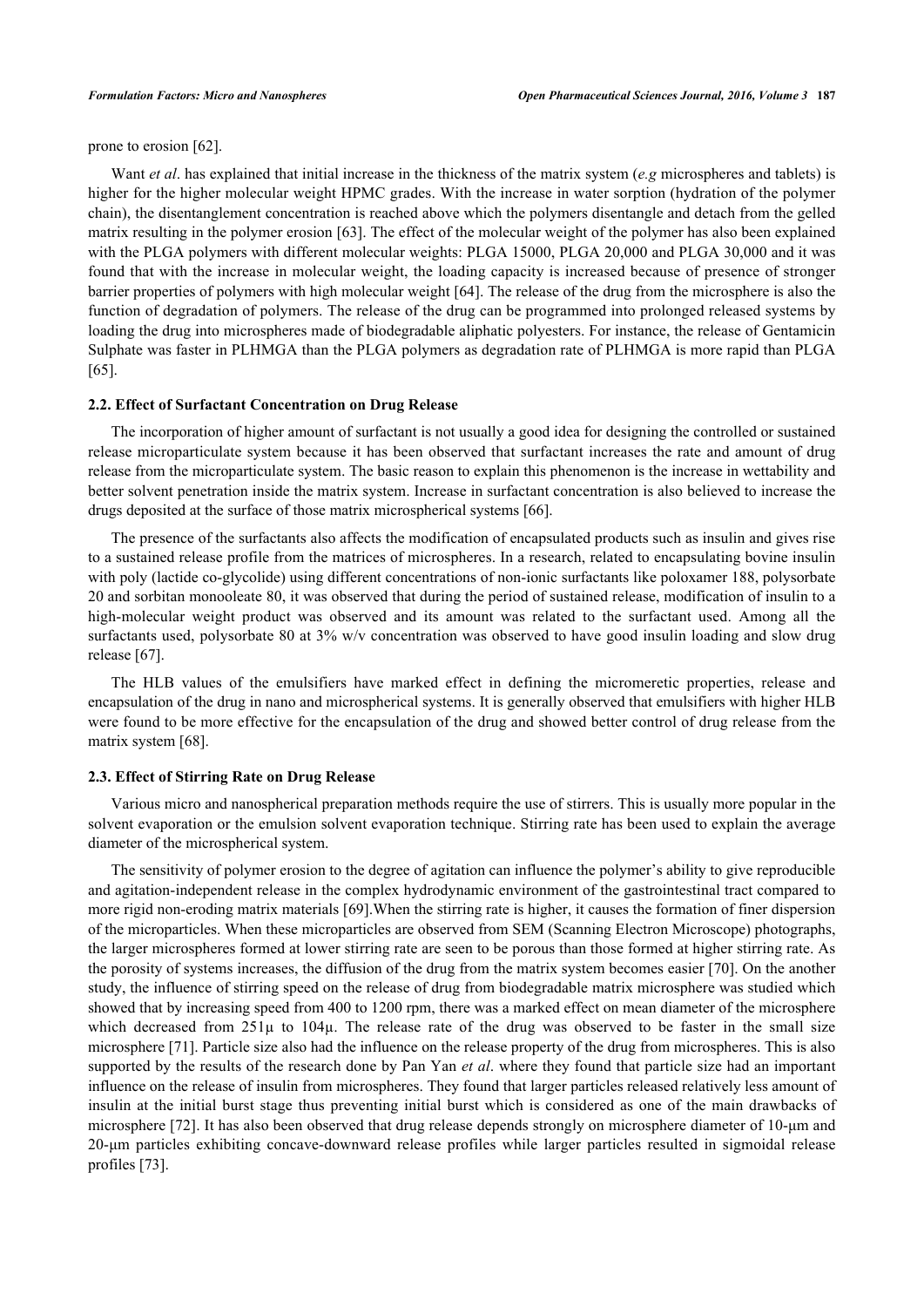prone to erosion [62].

Want *et al*. has explained that initial increase in the thickness of the matrix system (*e.g* microspheres and tablets) is higher for the higher molecular weight HPMC grades. With the increase in water sorption (hydration of the polymer chain), the disentanglement concentration is reached above which the polymers disentangle and detach from the gelled matrix resulting in the polymer erosion [63]. The effect of the molecular weight of the polymer has also been explained with the PLGA polymers with different molecular weights: PLGA 15000, PLGA 20,000 and PLGA 30,000 and it was found that with the increase in molecular weight, the loading capacity is increased because of presence of stronger barrier properties of polymers with high molecular weight [64]. The release of the drug from the microsphere is also the function of degradation of polymers. The release of the drug can be programmed into prolonged released systems by loading the drug into microspheres made of biodegradable aliphatic polyesters. For instance, the release of Gentamicin Sulphate was faster in PLHMGA than the PLGA polymers as degradation rate of PLHMGA is more rapid than PLGA [65].

### 2.2. Effect of Surfactant Concentration on Drug Release

The incorporation of higher amount of surfactant is not usually a good idea for designing the controlled or sustained release microparticulate system because it has been observed that surfactant increases the rate and amount of drug release from the microparticulate system. The basic reason to explain this phenomenon is the increase in wettability and better solvent penetration inside the matrix system. Increase in surfactant concentration is also believed to increase the drugs deposited at the surface of those matrix microspherical systems [66].

The presence of the surfactants also affects the modification of encapsulated products such as insulin and gives rise to a sustained release profile from the matrices of microspheres. In a research, related to encapsulating bovine insulin with poly (lactide co-glycolide) using different concentrations of non-ionic surfactants like poloxamer 188, polysorbate 20 and sorbitan monooleate 80, it was observed that during the period of sustained release, modification of insulin to a high-molecular weight product was observed and its amount was related to the surfactant used. Among all the surfactants used, polysorbate 80 at 3% w/v concentration was observed to have good insulin loading and slow drug release [67].

The HLB values of the emulsifiers have marked effect in defining the micromeretic properties, release and encapsulation of the drug in nano and microspherical systems. It is generally observed that emulsifiers with higher HLB were found to be more effective for the encapsulation of the drug and showed better control of drug release from the matrix system [68].

### 2.3. Effect of Stirring Rate on Drug Release

Various micro and nanospherical preparation methods require the use of stirrers. This is usually more popular in the solvent evaporation or the emulsion solvent evaporation technique. Stirring rate has been used to explain the average diameter of the microspherical system.

The sensitivity of polymer erosion to the degree of agitation can influence the polymer's ability to give reproducible and agitation-independent release in the complex hydrodynamic environment of the gastrointestinal tract compared to more rigid non-eroding matrix materials [69].When the stirring rate is higher, it causes the formation of finer dispersion of the microparticles. When these microparticles are observed from SEM (Scanning Electron Microscope) photographs, the larger microspheres formed at lower stirring rate are seen to be porous than those formed at higher stirring rate. As the porosity of systems increases, the diffusion of the drug from the matrix system becomes easier [70]. On the another study, the influence of stirring speed on the release of drug from biodegradable matrix microsphere was studied which showed that by increasing speed from 400 to 1200 rpm, there was a marked effect on mean diameter of the microsphere which decreased from 251µ to 104µ. The release rate of the drug was observed to be faster in the small size microsphere [71]. Particle size also had the influence on the release property of the drug from microspheres. This is also supported by the results of the research done by Pan Yan *et al*. where they found that particle size had an important influence on the release of insulin from microspheres. They found that larger particles released relatively less amount of insulin at the initial burst stage thus preventing initial burst which is considered as one of the main drawbacks of microsphere [72]. It has also been observed that drug release depends strongly on microsphere diameter of 10-µm and 20-µm particles exhibiting concave-downward release profiles while larger particles resulted in sigmoidal release profiles [73].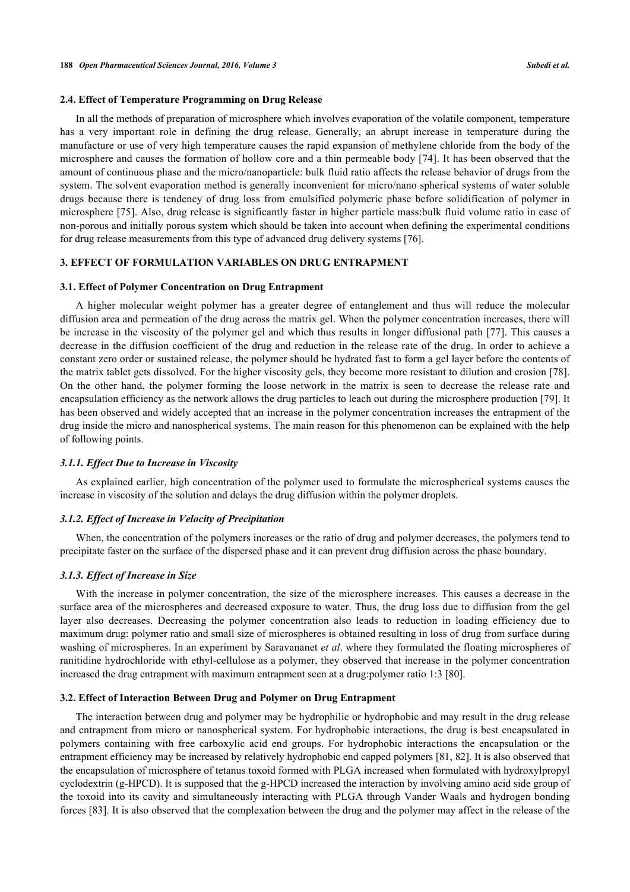### 2.4. Effect of Temperature Programming on Drug Release

In all the methods of preparation of microsphere which involves evaporation of the volatile component, temperature has a very important role in defining the drug release. Generally, an abrupt increase in temperature during the manufacture or use of very high temperature causes the rapid expansion of methylene chloride from the body of the microsphere and causes the formation of hollow core and a thin permeable body [74]. It has been observed that the amount of continuous phase and the micro/nanoparticle: bulk fluid ratio affects the release behavior of drugs from the system. The solvent evaporation method is generally inconvenient for micro/nano spherical systems of water soluble drugs because there is tendency of drug loss from emulsified polymeric phase before solidification of polymer in microsphere [75]. Also, drug release is significantly faster in higher particle mass:bulk fluid volume ratio in case of non-porous and initially porous system which should be taken into account when defining the experimental conditions for drug release measurements from this type of advanced drug delivery systems [76].

## 3. EFFECT OF FORMULATION VARIABLES ON DRUG ENTRAPMENT

### 3.1. Effect of Polymer Concentration on Drug Entrapment

A higher molecular weight polymer has a greater degree of entanglement and thus will reduce the molecular diffusion area and permeation of the drug across the matrix gel. When the polymer concentration increases, there will be increase in the viscosity of the polymer gel and which thus results in longer diffusional path [77]. This causes a decrease in the diffusion coefficient of the drug and reduction in the release rate of the drug. In order to achieve a constant zero order or sustained release, the polymer should be hydrated fast to form a gel layer before the contents of the matrix tablet gets dissolved. For the higher viscosity gels, they become more resistant to dilution and erosion [78]. On the other hand, the polymer forming the loose network in the matrix is seen to decrease the release rate and encapsulation efficiency as the network allows the drug particles to leach out during the microsphere production [79]. It has been observed and widely accepted that an increase in the polymer concentration increases the entrapment of the drug inside the micro and nanospherical systems. The main reason for this phenomenon can be explained with the help of following points.

#### *3.1.1. Effect Due to Increase in Viscosity*

As explained earlier, high concentration of the polymer used to formulate the microspherical systems causes the increase in viscosity of the solution and delays the drug diffusion within the polymer droplets.

#### *3.1.2. Effect of Increase in Velocity of Precipitation*

When, the concentration of the polymers increases or the ratio of drug and polymer decreases, the polymers tend to precipitate faster on the surface of the dispersed phase and it can prevent drug diffusion across the phase boundary.

#### *3.1.3. Effect of Increase in Size*

With the increase in polymer concentration, the size of the microsphere increases. This causes a decrease in the surface area of the microspheres and decreased exposure to water. Thus, the drug loss due to diffusion from the gel layer also decreases. Decreasing the polymer concentration also leads to reduction in loading efficiency due to maximum drug: polymer ratio and small size of microspheres is obtained resulting in loss of drug from surface during washing of microspheres. In an experiment by Saravananet *et al*. where they formulated the floating microspheres of ranitidine hydrochloride with ethyl-cellulose as a polymer, they observed that increase in the polymer concentration increased the drug entrapment with maximum entrapment seen at a drug:polymer ratio 1:3 [80].

### 3.2. Effect of Interaction Between Drug and Polymer on Drug Entrapment

The interaction between drug and polymer may be hydrophilic or hydrophobic and may result in the drug release and entrapment from micro or nanospherical system. For hydrophobic interactions, the drug is best encapsulated in polymers containing with free carboxylic acid end groups. For hydrophobic interactions the encapsulation or the entrapment efficiency may be increased by relatively hydrophobic end capped polymers [81, 82]. It is also observed that the encapsulation of microsphere of tetanus toxoid formed with PLGA increased when formulated with hydroxylpropyl cyclodextrin (g-HPCD). It is supposed that the g-HPCD increased the interaction by involving amino acid side group of the toxoid into its cavity and simultaneously interacting with PLGA through Vander Waals and hydrogen bonding forces [83]. It is also observed that the complexation between the drug and the polymer may affect in the release of the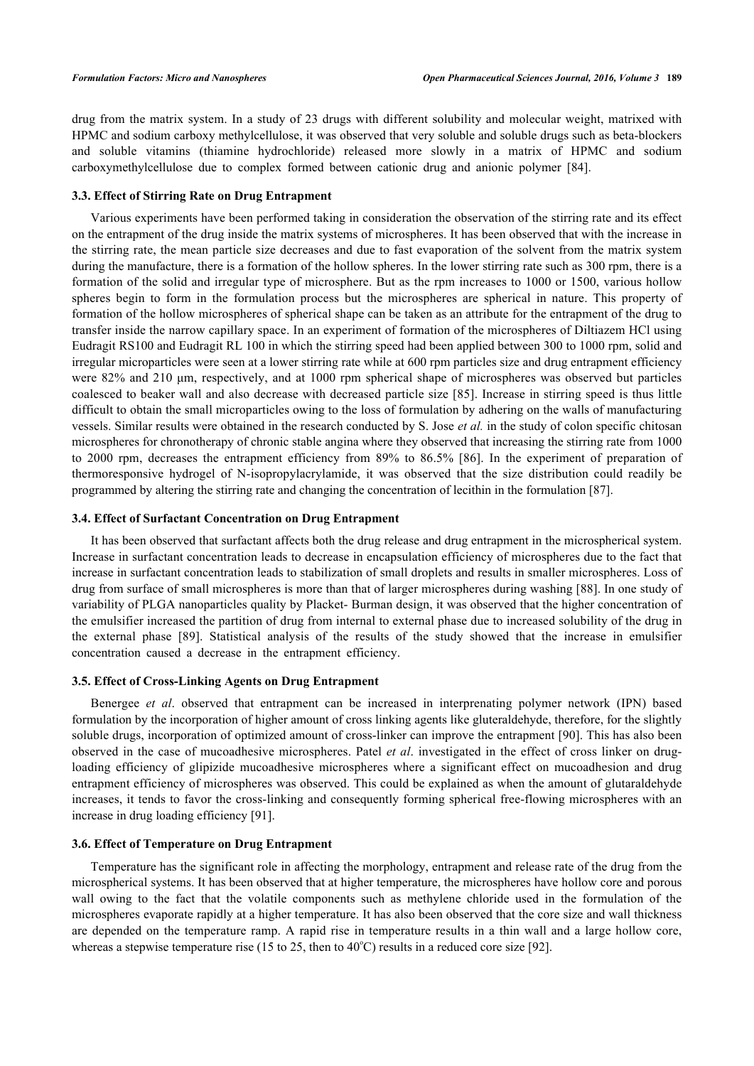drug from the matrix system. In a study of 23 drugs with different solubility and molecular weight, matrixed with HPMC and sodium carboxy methylcellulose, it was observed that very soluble and soluble drugs such as beta-blockers and soluble vitamins (thiamine hydrochloride) released more slowly in a matrix of HPMC and sodium carboxymethylcellulose due to complex formed between cationic drug and anionic polymer [84].

### 3.3. Effect of Stirring Rate on Drug Entrapment

Various experiments have been performed taking in consideration the observation of the stirring rate and its effect on the entrapment of the drug inside the matrix systems of microspheres. It has been observed that with the increase in the stirring rate, the mean particle size decreases and due to fast evaporation of the solvent from the matrix system during the manufacture, there is a formation of the hollow spheres. In the lower stirring rate such as 300 rpm, there is a formation of the solid and irregular type of microsphere. But as the rpm increases to 1000 or 1500, various hollow spheres begin to form in the formulation process but the microspheres are spherical in nature. This property of formation of the hollow microspheres of spherical shape can be taken as an attribute for the entrapment of the drug to transfer inside the narrow capillary space. In an experiment of formation of the microspheres of Diltiazem HCl using Eudragit RS100 and Eudragit RL 100 in which the stirring speed had been applied between 300 to 1000 rpm, solid and irregular microparticles were seen at a lower stirring rate while at 600 rpm particles size and drug entrapment efficiency were 82% and 210 µm, respectively, and at 1000 rpm spherical shape of microspheres was observed but particles coalesced to beaker wall and also decrease with decreased particle size [85]. Increase in stirring speed is thus little difficult to obtain the small microparticles owing to the loss of formulation by adhering on the walls of manufacturing vessels. Similar results were obtained in the research conducted by S. Jose *et al.* in the study of colon specific chitosan microspheres for chronotherapy of chronic stable angina where they observed that increasing the stirring rate from 1000 to 2000 rpm, decreases the entrapment efficiency from 89% to 86.5% [86]. In the experiment of preparation of thermoresponsive hydrogel of N-isopropylacrylamide, it was observed that the size distribution could readily be programmed by altering the stirring rate and changing the concentration of lecithin in the formulation [87].

### 3.4. Effect of Surfactant Concentration on Drug Entrapment

It has been observed that surfactant affects both the drug release and drug entrapment in the microspherical system. Increase in surfactant concentration leads to decrease in encapsulation efficiency of microspheres due to the fact that increase in surfactant concentration leads to stabilization of small droplets and results in smaller microspheres. Loss of drug from surface of small microspheres is more than that of larger microspheres during washing [88]. In one study of variability of PLGA nanoparticles quality by Placket- Burman design, it was observed that the higher concentration of the emulsifier increased the partition of drug from internal to external phase due to increased solubility of the drug in the external phase [89]. Statistical analysis of the results of the study showed that the increase in emulsifier concentration caused a decrease in the entrapment efficiency.

### 3.5. Effect of Cross-Linking Agents on Drug Entrapment

Benergee *et al*. observed that entrapment can be increased in interprenating polymer network (IPN) based formulation by the incorporation of higher amount of cross linking agents like gluteraldehyde, therefore, for the slightly soluble drugs, incorporation of optimized amount of cross-linker can improve the entrapment [90]. This has also been observed in the case of mucoadhesive microspheres. Patel *et al*. investigated in the effect of cross linker on drug-loading efficiency of glipizide mucoadhesive microspheres where a significant effect on mucoadhesion and drug entrapment efficiency of microspheres was observed. This could be explained as when the amount of glutaraldehyde increases, it tends to favor the cross-linking and consequently forming spherical free-flowing microspheres with an increase in drug loading efficiency [91].

### 3.6. Effect of Temperature on Drug Entrapment

Temperature has the significant role in affecting the morphology, entrapment and release rate of the drug from the microspherical systems. It has been observed that at higher temperature, the microspheres have hollow core and porous wall owing to the fact that the volatile components such as methylene chloride used in the formulation of the microspheres evaporate rapidly at a higher temperature. It has also been observed that the core size and wall thickness are depended on the temperature ramp. A rapid rise in temperature results in a thin wall and a large hollow core, whereas a stepwise temperature rise (15 to 25, then to 40°C) results in a reduced core size [92].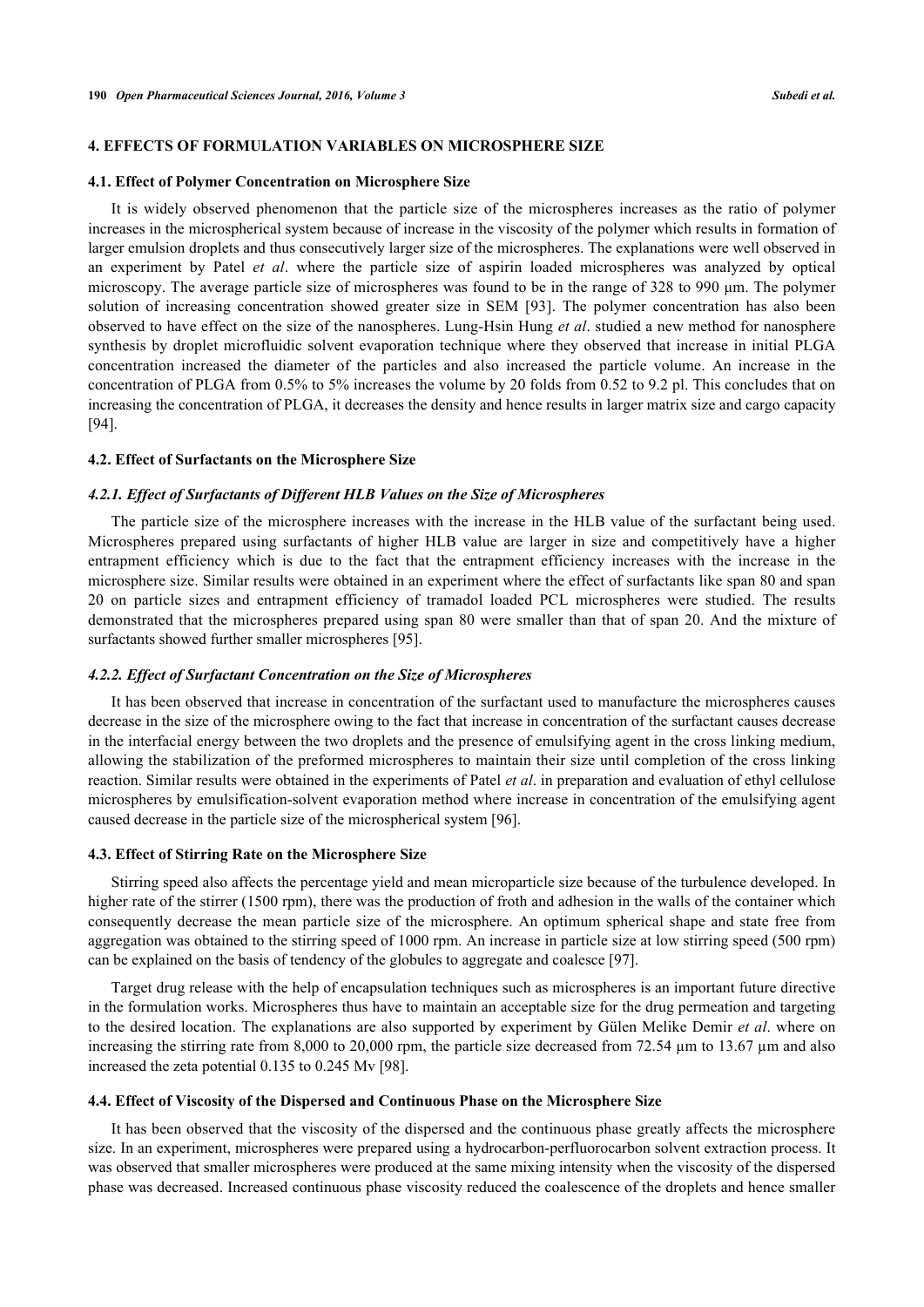## 4. EFFECTS OF FORMULATION VARIABLES ON MICROSPHERE SIZE

### 4.1. Effect of Polymer Concentration on Microsphere Size

It is widely observed phenomenon that the particle size of the microspheres increases as the ratio of polymer increases in the microspherical system because of increase in the viscosity of the polymer which results in formation of larger emulsion droplets and thus consecutively larger size of the microspheres. The explanations were well observed in an experiment by Patel *et al*. where the particle size of aspirin loaded microspheres was analyzed by optical microscopy. The average particle size of microspheres was found to be in the range of 328 to 990 µm. The polymer solution of increasing concentration showed greater size in SEM [93]. The polymer concentration has also been observed to have effect on the size of the nanospheres. Lung-Hsin Hung *et al*. studied a new method for nanosphere synthesis by droplet microfluidic solvent evaporation technique where they observed that increase in initial PLGA concentration increased the diameter of the particles and also increased the particle volume. An increase in the concentration of PLGA from 0.5% to 5% increases the volume by 20 folds from 0.52 to 9.2 pl. This concludes that on increasing the concentration of PLGA, it decreases the density and hence results in larger matrix size and cargo capacity [94].

### 4.2. Effect of Surfactants on the Microsphere Size

#### *4.2.1. Effect of Surfactants of Different HLB Values on the Size of Microspheres*

The particle size of the microsphere increases with the increase in the HLB value of the surfactant being used. Microspheres prepared using surfactants of higher HLB value are larger in size and competitively have a higher entrapment efficiency which is due to the fact that the entrapment efficiency increases with the increase in the microsphere size. Similar results were obtained in an experiment where the effect of surfactants like span 80 and span 20 on particle sizes and entrapment efficiency of tramadol loaded PCL microspheres were studied. The results demonstrated that the microspheres prepared using span 80 were smaller than that of span 20. And the mixture of surfactants showed further smaller microspheres [95].

#### *4.2.2. Effect of Surfactant Concentration on the Size of Microspheres*

It has been observed that increase in concentration of the surfactant used to manufacture the microspheres causes decrease in the size of the microsphere owing to the fact that increase in concentration of the surfactant causes decrease in the interfacial energy between the two droplets and the presence of emulsifying agent in the cross linking medium, allowing the stabilization of the preformed microspheres to maintain their size until completion of the cross linking reaction. Similar results were obtained in the experiments of Patel *et al*. in preparation and evaluation of ethyl cellulose microspheres by emulsification-solvent evaporation method where increase in concentration of the emulsifying agent caused decrease in the particle size of the microspherical system [96].

### 4.3. Effect of Stirring Rate on the Microsphere Size

Stirring speed also affects the percentage yield and mean microparticle size because of the turbulence developed. In higher rate of the stirrer (1500 rpm), there was the production of froth and adhesion in the walls of the container which consequently decrease the mean particle size of the microsphere. An optimum spherical shape and state free from aggregation was obtained to the stirring speed of 1000 rpm. An increase in particle size at low stirring speed (500 rpm) can be explained on the basis of tendency of the globules to aggregate and coalesce [97].

Target drug release with the help of encapsulation techniques such as microspheres is an important future directive in the formulation works. Microspheres thus have to maintain an acceptable size for the drug permeation and targeting to the desired location. The explanations are also supported by experiment by Gülen Melike Demir *et al*. where on increasing the stirring rate from 8,000 to 20,000 rpm, the particle size decreased from 72.54 µm to 13.67 µm and also increased the zeta potential 0.135 to 0.245 Mv [98].

### 4.4. Effect of Viscosity of the Dispersed and Continuous Phase on the Microsphere Size

It has been observed that the viscosity of the dispersed and the continuous phase greatly affects the microsphere size. In an experiment, microspheres were prepared using a hydrocarbon-perfluorocarbon solvent extraction process. It was observed that smaller microspheres were produced at the same mixing intensity when the viscosity of the dispersed phase was decreased. Increased continuous phase viscosity reduced the coalescence of the droplets and hence smaller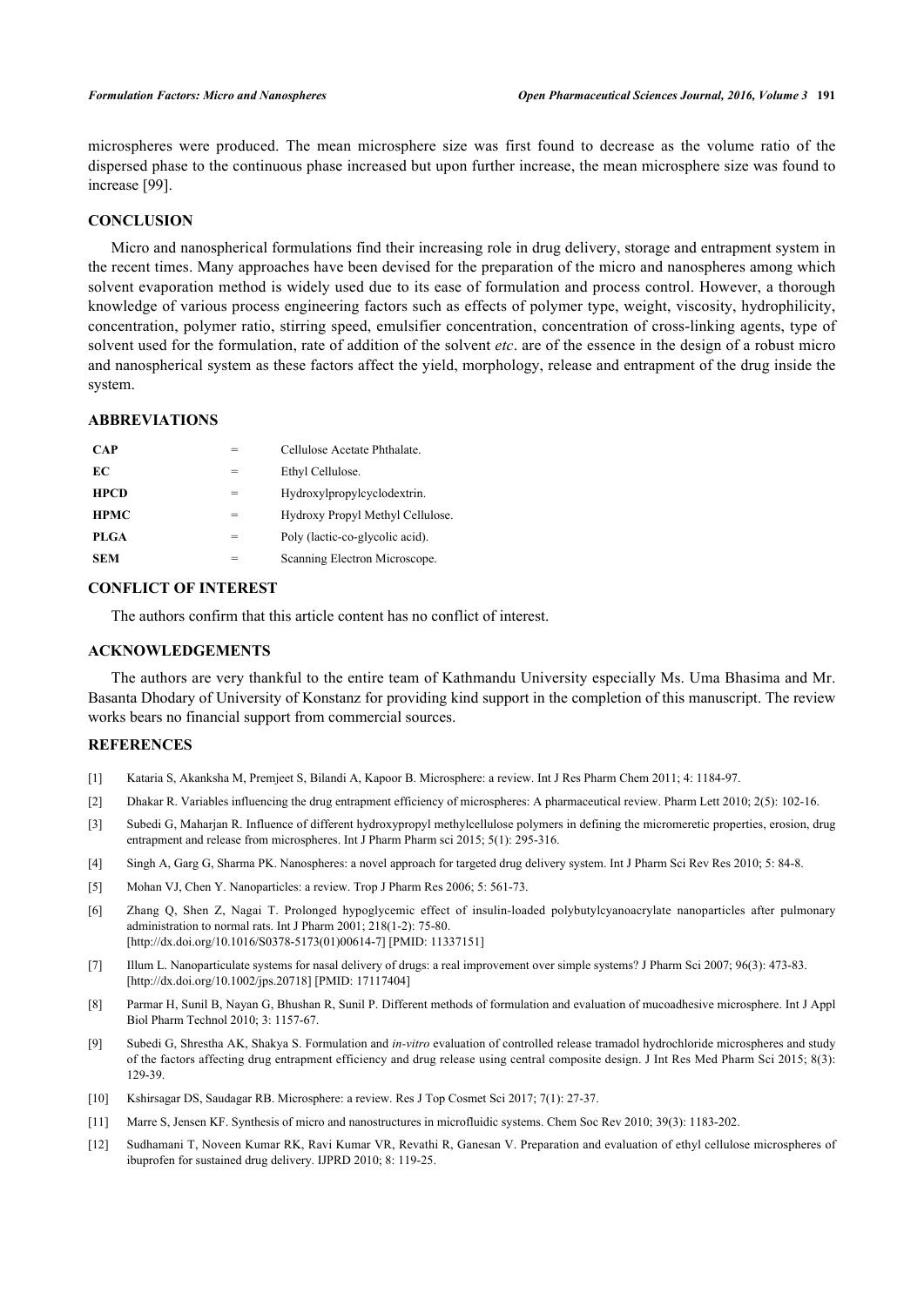microspheres were produced. The mean microsphere size was first found to decrease as the volume ratio of the dispersed phase to the continuous phase increased but upon further increase, the mean microsphere size was found to increase [99].

## CONCLUSION

Micro and nanospherical formulations find their increasing role in drug delivery, storage and entrapment system in the recent times. Many approaches have been devised for the preparation of the micro and nanospheres among which solvent evaporation method is widely used due to its ease of formulation and process control. However, a thorough knowledge of various process engineering factors such as effects of polymer type, weight, viscosity, hydrophilicity, concentration, polymer ratio, stirring speed, emulsifier concentration, concentration of cross-linking agents, type of solvent used for the formulation, rate of addition of the solvent *etc*. are of the essence in the design of a robust micro and nanospherical system as these factors affect the yield, morphology, release and entrapment of the drug inside the system.

## ABBREVIATIONS

| | | |
|---|---|---|
| **CAP** | = | Cellulose Acetate Phthalate. |
| **EC** | = | Ethyl Cellulose. |
| **HPCD** | = | Hydroxylpropylcyclodextrin. |
| **HPMC** | = | Hydroxy Propyl Methyl Cellulose. |
| **PLGA** | = | Poly (lactic-co-glycolic acid). |
| **SEM** | = | Scanning Electron Microscope. |

## CONFLICT OF INTEREST

The authors confirm that this article content has no conflict of interest.

## ACKNOWLEDGEMENTS

The authors are very thankful to the entire team of Kathmandu University especially Ms. Uma Bhasima and Mr. Basanta Dhodary of University of Konstanz for providing kind support in the completion of this manuscript. The review works bears no financial support from commercial sources.

## REFERENCES

[1] Kataria S, Akanksha M, Premjeet S, Bilandi A, Kapoor B. Microsphere: a review. Int J Res Pharm Chem 2011; 4: 1184-97.

[2] Dhakar R. Variables influencing the drug entrapment efficiency of microspheres: A pharmaceutical review. Pharm Lett 2010; 2(5): 102-16.

[3] Subedi G, Maharjan R. Influence of different hydroxypropyl methylcellulose polymers in defining the micromeretic properties, erosion, drug entrapment and release from microspheres. Int J Pharm Pharm sci 2015; 5(1): 295-316.

[4] Singh A, Garg G, Sharma PK. Nanospheres: a novel approach for targeted drug delivery system. Int J Pharm Sci Rev Res 2010; 5: 84-8.

[5] Mohan VJ, Chen Y. Nanoparticles: a review. Trop J Pharm Res 2006; 5: 561-73.

[6] Zhang Q, Shen Z, Nagai T. Prolonged hypoglycemic effect of insulin-loaded polybutylcyanoacrylate nanoparticles after pulmonary administration to normal rats. Int J Pharm 2001; 218(1-2): 75-80. [http://dx.doi.org/10.1016/S0378-5173(01)00614-7] [PMID: 11337151]

[7] Illum L. Nanoparticulate systems for nasal delivery of drugs: a real improvement over simple systems? J Pharm Sci 2007; 96(3): 473-83. [http://dx.doi.org/10.1002/jps.20718] [PMID: 17117404]

[8] Parmar H, Sunil B, Nayan G, Bhushan R, Sunil P. Different methods of formulation and evaluation of mucoadhesive microsphere. Int J Appl Biol Pharm Technol 2010; 3: 1157-67.

[9] Subedi G, Shrestha AK, Shakya S. Formulation and *in-vitro* evaluation of controlled release tramadol hydrochloride microspheres and study of the factors affecting drug entrapment efficiency and drug release using central composite design. J Int Res Med Pharm Sci 2015; 8(3): 129-39.

[10] Kshirsagar DS, Saudagar RB. Microsphere: a review. Res J Top Cosmet Sci 2017; 7(1): 27-37.

[11] Marre S, Jensen KF. Synthesis of micro and nanostructures in microfluidic systems. Chem Soc Rev 2010; 39(3): 1183-202.

[12] Sudhamani T, Noveen Kumar RK, Ravi Kumar VR, Revathi R, Ganesan V. Preparation and evaluation of ethyl cellulose microspheres of ibuprofen for sustained drug delivery. IJPRD 2010; 8: 119-25.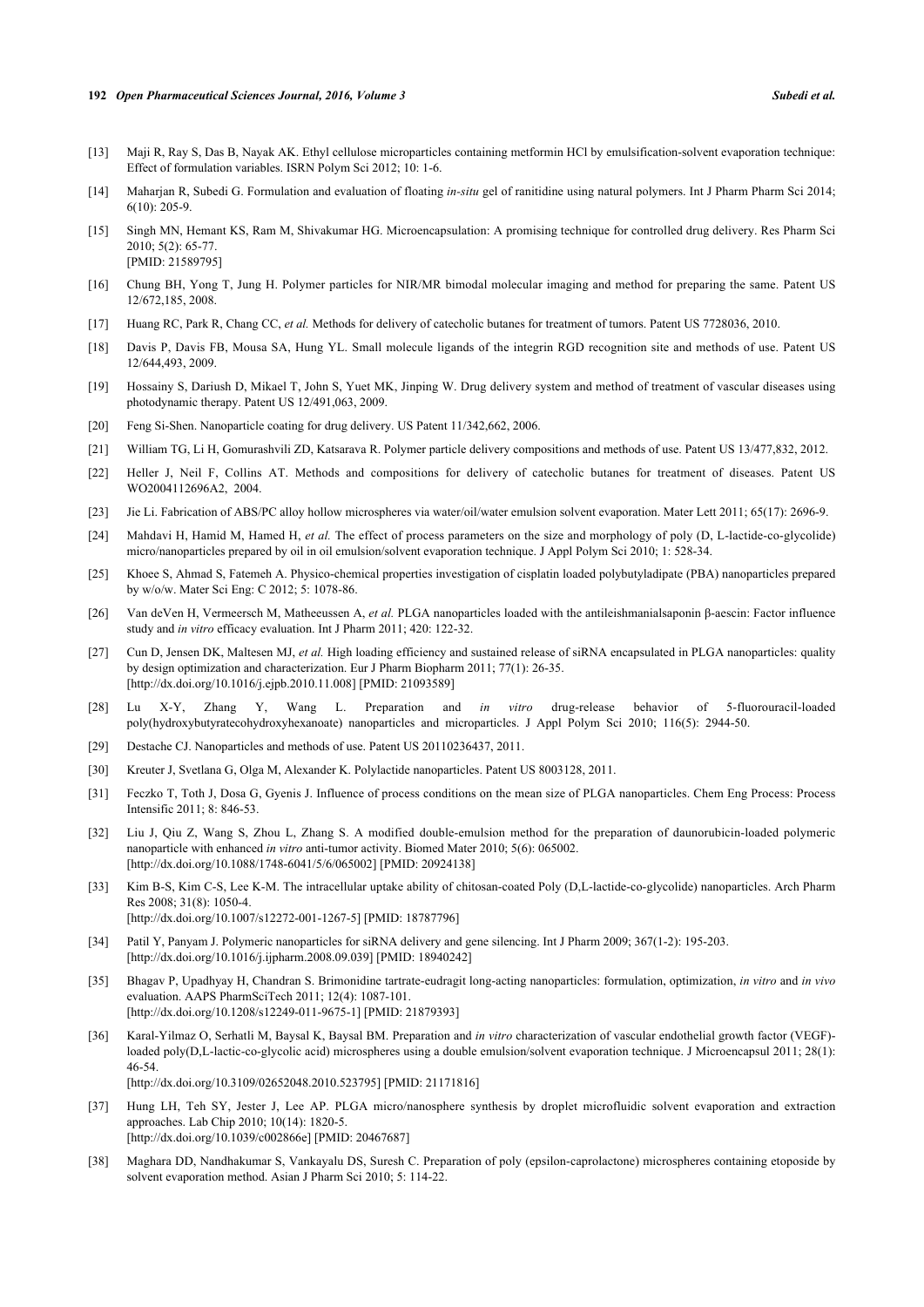[13] Maji R, Ray S, Das B, Nayak AK. Ethyl cellulose microparticles containing metformin HCl by emulsification-solvent evaporation technique: Effect of formulation variables. ISRN Polym Sci 2012; 10: 1-6.

[14] Maharjan R, Subedi G. Formulation and evaluation of floating *in-situ* gel of ranitidine using natural polymers. Int J Pharm Pharm Sci 2014; 6(10): 205-9.

[15] Singh MN, Hemant KS, Ram M, Shivakumar HG. Microencapsulation: A promising technique for controlled drug delivery. Res Pharm Sci 2010; 5(2): 65-77. [PMID: 21589795]

[16] Chung BH, Yong T, Jung H. Polymer particles for NIR/MR bimodal molecular imaging and method for preparing the same. Patent US 12/672,185, 2008.

[17] Huang RC, Park R, Chang CC, *et al.* Methods for delivery of catecholic butanes for treatment of tumors. Patent US 7728036, 2010.

[18] Davis P, Davis FB, Mousa SA, Hung YL. Small molecule ligands of the integrin RGD recognition site and methods of use. Patent US 12/644,493, 2009.

[19] Hossainy S, Dariush D, Mikael T, John S, Yuet MK, Jinping W. Drug delivery system and method of treatment of vascular diseases using photodynamic therapy. Patent US 12/491,063, 2009.

[20] Feng Si-Shen. Nanoparticle coating for drug delivery. US Patent 11/342,662, 2006.

[21] William TG, Li H, Gomurashvili ZD, Katsarava R. Polymer particle delivery compositions and methods of use. Patent US 13/477,832, 2012.

[22] Heller J, Neil F, Collins AT. Methods and compositions for delivery of catecholic butanes for treatment of diseases. Patent US WO2004112696A2, 2004.

[23] Jie Li. Fabrication of ABS/PC alloy hollow microspheres via water/oil/water emulsion solvent evaporation. Mater Lett 2011; 65(17): 2696-9.

[24] Mahdavi H, Hamid M, Hamed H, *et al.* The effect of process parameters on the size and morphology of poly (D, L-lactide-co-glycolide) micro/nanoparticles prepared by oil in oil emulsion/solvent evaporation technique. J Appl Polym Sci 2010; 1: 528-34.

[25] Khoee S, Ahmad S, Fatemeh A. Physico-chemical properties investigation of cisplatin loaded polybutyladipate (PBA) nanoparticles prepared by w/o/w. Mater Sci Eng: C 2012; 5: 1078-86.

[26] Van deVen H, Vermeersch M, Matheeussen A, *et al.* PLGA nanoparticles loaded with the antileishmanialsaponin β-aescin: Factor influence study and *in vitro* efficacy evaluation. Int J Pharm 2011; 420: 122-32.

[27] Cun D, Jensen DK, Maltesen MJ, *et al.* High loading efficiency and sustained release of siRNA encapsulated in PLGA nanoparticles: quality by design optimization and characterization. Eur J Pharm Biopharm 2011; 77(1): 26-35. [http://dx.doi.org/10.1016/j.ejpb.2010.11.008] [PMID: 21093589]

[28] Lu X-Y, Zhang Y, Wang L. Preparation and *in vitro* drug-release behavior of 5-fluorouracil-loaded poly(hydroxybutyratecohydroxyhexanoate) nanoparticles and microparticles. J Appl Polym Sci 2010; 116(5): 2944-50.

[29] Destache CJ. Nanoparticles and methods of use. Patent US 20110236437, 2011.

[30] Kreuter J, Svetlana G, Olga M, Alexander K. Polylactide nanoparticles. Patent US 8003128, 2011.

[31] Feczko T, Toth J, Dosa G, Gyenis J. Influence of process conditions on the mean size of PLGA nanoparticles. Chem Eng Process: Process Intensific 2011; 8: 846-53.

[32] Liu J, Qiu Z, Wang S, Zhou L, Zhang S. A modified double-emulsion method for the preparation of daunorubicin-loaded polymeric nanoparticle with enhanced *in vitro* anti-tumor activity. Biomed Mater 2010; 5(6): 065002. [http://dx.doi.org/10.1088/1748-6041/5/6/065002] [PMID: 20924138]

[33] Kim B-S, Kim C-S, Lee K-M. The intracellular uptake ability of chitosan-coated Poly (D,L-lactide-co-glycolide) nanoparticles. Arch Pharm Res 2008; 31(8): 1050-4. [http://dx.doi.org/10.1007/s12272-001-1267-5] [PMID: 18787796]

[34] Patil Y, Panyam J. Polymeric nanoparticles for siRNA delivery and gene silencing. Int J Pharm 2009; 367(1-2): 195-203. [http://dx.doi.org/10.1016/j.ijpharm.2008.09.039] [PMID: 18940242]

[35] Bhagav P, Upadhyay H, Chandran S. Brimonidine tartrate-eudragit long-acting nanoparticles: formulation, optimization, *in vitro* and *in vivo* evaluation. AAPS PharmSciTech 2011; 12(4): 1087-101. [http://dx.doi.org/10.1208/s12249-011-9675-1] [PMID: 21879393]

[36] Karal-Yilmaz O, Serhatli M, Baysal K, Baysal BM. Preparation and *in vitro* characterization of vascular endothelial growth factor (VEGF)-loaded poly(D,L-lactic-co-glycolic acid) microspheres using a double emulsion/solvent evaporation technique. J Microencapsul 2011; 28(1): 46-54. [http://dx.doi.org/10.3109/02652048.2010.523795] [PMID: 21171816]

[37] Hung LH, Teh SY, Jester J, Lee AP. PLGA micro/nanosphere synthesis by droplet microfluidic solvent evaporation and extraction approaches. Lab Chip 2010; 10(14): 1820-5. [http://dx.doi.org/10.1039/c002866e] [PMID: 20467687]

[38] Maghara DD, Nandhakumar S, Vankayalu DS, Suresh C. Preparation of poly (epsilon-caprolactone) microspheres containing etoposide by solvent evaporation method. Asian J Pharm Sci 2010; 5: 114-22.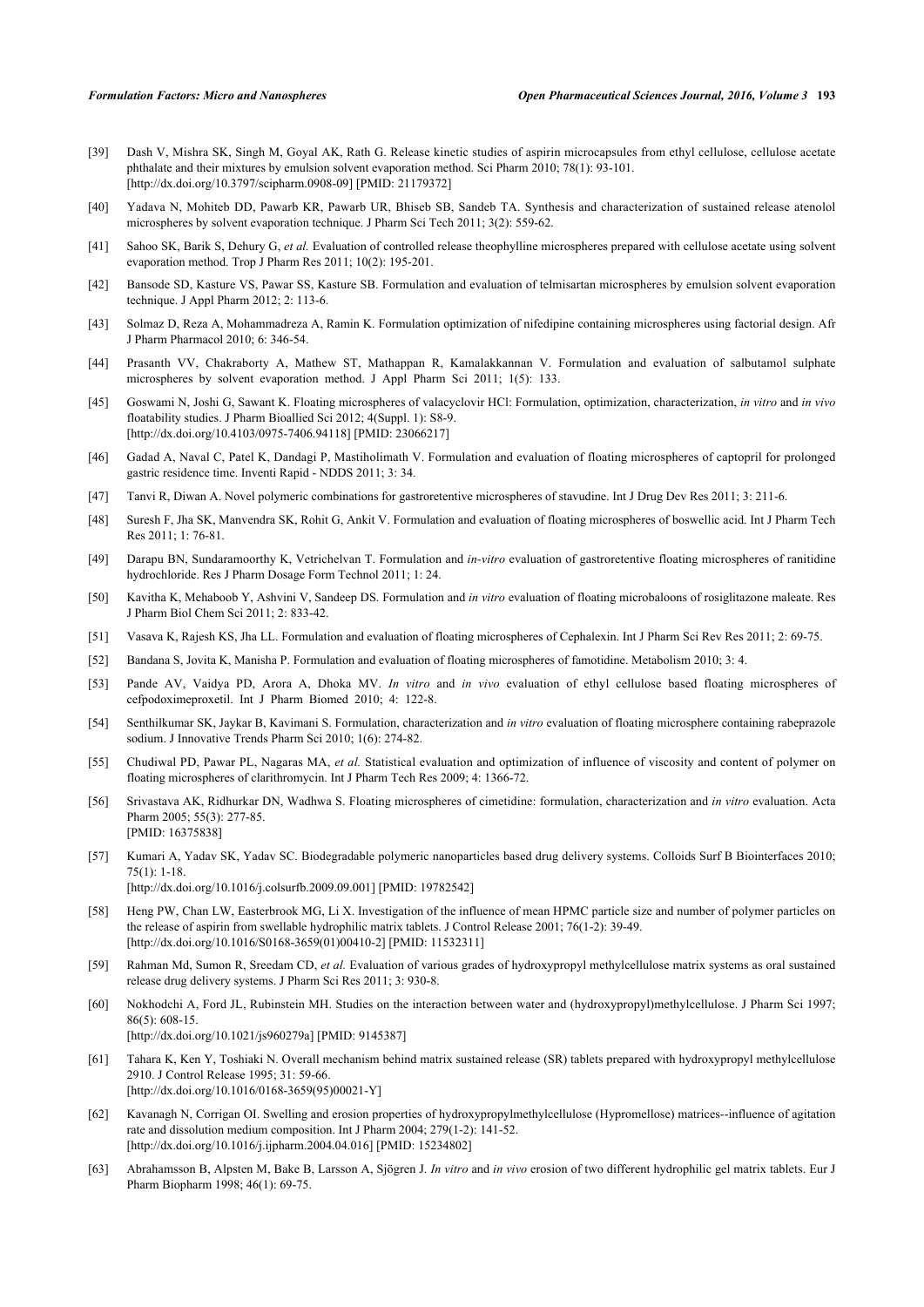[39] Dash V, Mishra SK, Singh M, Goyal AK, Rath G. Release kinetic studies of aspirin microcapsules from ethyl cellulose, cellulose acetate phthalate and their mixtures by emulsion solvent evaporation method. Sci Pharm 2010; 78(1): 93-101. [http://dx.doi.org/10.3797/scipharm.0908-09] [PMID: 21179372]

[40] Yadava N, Mohiteb DD, Pawarb KR, Pawarb UR, Bhiseb SB, Sandeb TA. Synthesis and characterization of sustained release atenolol microspheres by solvent evaporation technique. J Pharm Sci Tech 2011; 3(2): 559-62.

[41] Sahoo SK, Barik S, Dehury G, *et al.* Evaluation of controlled release theophylline microspheres prepared with cellulose acetate using solvent evaporation method. Trop J Pharm Res 2011; 10(2): 195-201.

[42] Bansode SD, Kasture VS, Pawar SS, Kasture SB. Formulation and evaluation of telmisartan microspheres by emulsion solvent evaporation technique. J Appl Pharm 2012; 2: 113-6.

[43] Solmaz D, Reza A, Mohammadreza A, Ramin K. Formulation optimization of nifedipine containing microspheres using factorial design. Afr J Pharm Pharmacol 2010; 6: 346-54.

[44] Prasanth VV, Chakraborty A, Mathew ST, Mathappan R, Kamalakkannan V. Formulation and evaluation of salbutamol sulphate microspheres by solvent evaporation method. J Appl Pharm Sci 2011; 1(5): 133.

[45] Goswami N, Joshi G, Sawant K. Floating microspheres of valacyclovir HCl: Formulation, optimization, characterization, *in vitro* and *in vivo* floatability studies. J Pharm Bioallied Sci 2012; 4(Suppl. 1): S8-9. [http://dx.doi.org/10.4103/0975-7406.94118] [PMID: 23066217]

[46] Gadad A, Naval C, Patel K, Dandagi P, Mastiholimath V. Formulation and evaluation of floating microspheres of captopril for prolonged gastric residence time. Inventi Rapid - NDDS 2011; 3: 34.

[47] Tanvi R, Diwan A. Novel polymeric combinations for gastroretentive microspheres of stavudine. Int J Drug Dev Res 2011; 3: 211-6.

[48] Suresh F, Jha SK, Manvendra SK, Rohit G, Ankit V. Formulation and evaluation of floating microspheres of boswellic acid. Int J Pharm Tech Res 2011; 1: 76-81.

[49] Darapu BN, Sundaramoorthy K, Vetrichelvan T. Formulation and *in-vitro* evaluation of gastroretentive floating microspheres of ranitidine hydrochloride. Res J Pharm Dosage Form Technol 2011; 1: 24.

[50] Kavitha K, Mehaboob Y, Ashvini V, Sandeep DS. Formulation and *in vitro* evaluation of floating microbaloons of rosiglitazone maleate. Res J Pharm Biol Chem Sci 2011; 2: 833-42.

[51] Vasava K, Rajesh KS, Jha LL. Formulation and evaluation of floating microspheres of Cephalexin. Int J Pharm Sci Rev Res 2011; 2: 69-75.

[52] Bandana S, Jovita K, Manisha P. Formulation and evaluation of floating microspheres of famotidine. Metabolism 2010; 3: 4.

[53] Pande AV, Vaidya PD, Arora A, Dhoka MV. *In vitro* and *in vivo* evaluation of ethyl cellulose based floating microspheres of cefpodoximeproxetil. Int J Pharm Biomed 2010; 4: 122-8.

[54] Senthilkumar SK, Jaykar B, Kavimani S. Formulation, characterization and *in vitro* evaluation of floating microsphere containing rabeprazole sodium. J Innovative Trends Pharm Sci 2010; 1(6): 274-82.

[55] Chudiwal PD, Pawar PL, Nagaras MA, *et al.* Statistical evaluation and optimization of influence of viscosity and content of polymer on floating microspheres of clarithromycin. Int J Pharm Tech Res 2009; 4: 1366-72.

[56] Srivastava AK, Ridhurkar DN, Wadhwa S. Floating microspheres of cimetidine: formulation, characterization and *in vitro* evaluation. Acta Pharm 2005; 55(3): 277-85. [PMID: 16375838]

[57] Kumari A, Yadav SK, Yadav SC. Biodegradable polymeric nanoparticles based drug delivery systems. Colloids Surf B Biointerfaces 2010; 75(1): 1-18. [http://dx.doi.org/10.1016/j.colsurfb.2009.09.001] [PMID: 19782542]

[58] Heng PW, Chan LW, Easterbrook MG, Li X. Investigation of the influence of mean HPMC particle size and number of polymer particles on the release of aspirin from swellable hydrophilic matrix tablets. J Control Release 2001; 76(1-2): 39-49. [http://dx.doi.org/10.1016/S0168-3659(01)00410-2] [PMID: 11532311]

[59] Rahman Md, Sumon R, Sreedam CD, *et al.* Evaluation of various grades of hydroxypropyl methylcellulose matrix systems as oral sustained release drug delivery systems. J Pharm Sci Res 2011; 3: 930-8.

[60] Nokhodchi A, Ford JL, Rubinstein MH. Studies on the interaction between water and (hydroxypropyl)methylcellulose. J Pharm Sci 1997; 86(5): 608-15. [http://dx.doi.org/10.1021/js960279a] [PMID: 9145387]

[61] Tahara K, Ken Y, Toshiaki N. Overall mechanism behind matrix sustained release (SR) tablets prepared with hydroxypropyl methylcellulose 2910. J Control Release 1995; 31: 59-66. [http://dx.doi.org/10.1016/0168-3659(95)00021-Y]

[62] Kavanagh N, Corrigan OI. Swelling and erosion properties of hydroxypropylmethylcellulose (Hypromellose) matrices--influence of agitation rate and dissolution medium composition. Int J Pharm 2004; 279(1-2): 141-52. [http://dx.doi.org/10.1016/j.ijpharm.2004.04.016] [PMID: 15234802]

[63] Abrahamsson B, Alpsten M, Bake B, Larsson A, Sjögren J. *In vitro* and *in vivo* erosion of two different hydrophilic gel matrix tablets. Eur J Pharm Biopharm 1998; 46(1): 69-75.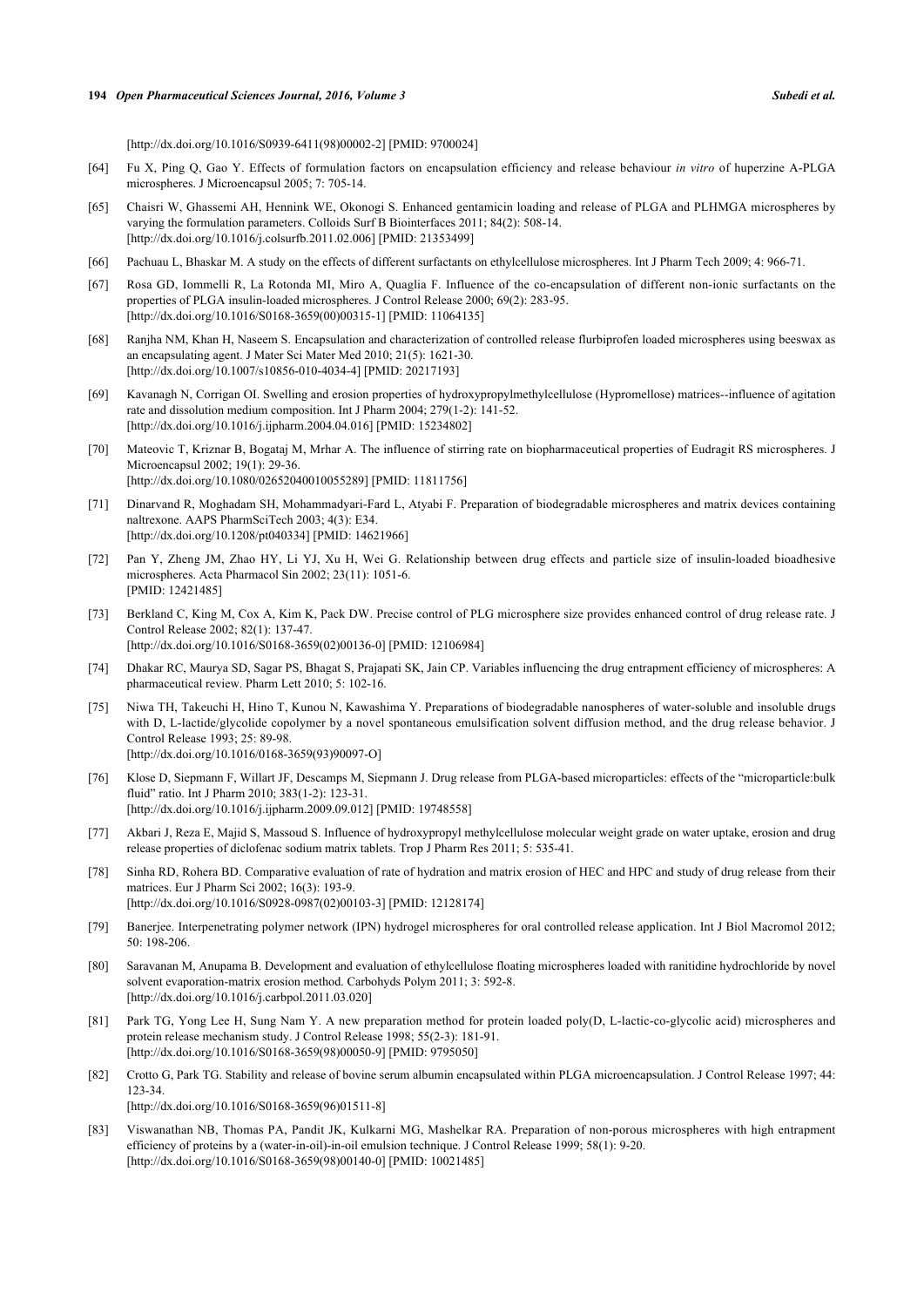[http://dx.doi.org/10.1016/S0939-6411(98)00002-2] [PMID: 9700024]

[64] Fu X, Ping Q, Gao Y. Effects of formulation factors on encapsulation efficiency and release behaviour *in vitro* of huperzine A-PLGA microspheres. J Microencapsul 2005; 7: 705-14.

[65] Chaisri W, Ghassemi AH, Hennink WE, Okonogi S. Enhanced gentamicin loading and release of PLGA and PLHMGA microspheres by varying the formulation parameters. Colloids Surf B Biointerfaces 2011; 84(2): 508-14. [http://dx.doi.org/10.1016/j.colsurfb.2011.02.006] [PMID: 21353499]

[66] Pachuau L, Bhaskar M. A study on the effects of different surfactants on ethylcellulose microspheres. Int J Pharm Tech 2009; 4: 966-71.

[67] Rosa GD, Iommelli R, La Rotonda MI, Miro A, Quaglia F. Influence of the co-encapsulation of different non-ionic surfactants on the properties of PLGA insulin-loaded microspheres. J Control Release 2000; 69(2): 283-95. [http://dx.doi.org/10.1016/S0168-3659(00)00315-1] [PMID: 11064135]

[68] Ranjha NM, Khan H, Naseem S. Encapsulation and characterization of controlled release flurbiprofen loaded microspheres using beeswax as an encapsulating agent. J Mater Sci Mater Med 2010; 21(5): 1621-30. [http://dx.doi.org/10.1007/s10856-010-4034-4] [PMID: 20217193]

[69] Kavanagh N, Corrigan OI. Swelling and erosion properties of hydroxypropylmethylcellulose (Hypromellose) matrices--influence of agitation rate and dissolution medium composition. Int J Pharm 2004; 279(1-2): 141-52. [http://dx.doi.org/10.1016/j.ijpharm.2004.04.016] [PMID: 15234802]

[70] Mateovic T, Kriznar B, Bogataj M, Mrhar A. The influence of stirring rate on biopharmaceutical properties of Eudragit RS microspheres. J Microencapsul 2002; 19(1): 29-36. [http://dx.doi.org/10.1080/02652040010055289] [PMID: 11811756]

[71] Dinarvand R, Moghadam SH, Mohammadyari-Fard L, Atyabi F. Preparation of biodegradable microspheres and matrix devices containing naltrexone. AAPS PharmSciTech 2003; 4(3): E34. [http://dx.doi.org/10.1208/pt040334] [PMID: 14621966]

[72] Pan Y, Zheng JM, Zhao HY, Li YJ, Xu H, Wei G. Relationship between drug effects and particle size of insulin-loaded bioadhesive microspheres. Acta Pharmacol Sin 2002; 23(11): 1051-6. [PMID: 12421485]

[73] Berkland C, King M, Cox A, Kim K, Pack DW. Precise control of PLG microsphere size provides enhanced control of drug release rate. J Control Release 2002; 82(1): 137-47. [http://dx.doi.org/10.1016/S0168-3659(02)00136-0] [PMID: 12106984]

[74] Dhakar RC, Maurya SD, Sagar PS, Bhagat S, Prajapati SK, Jain CP. Variables influencing the drug entrapment efficiency of microspheres: A pharmaceutical review. Pharm Lett 2010; 5: 102-16.

[75] Niwa TH, Takeuchi H, Hino T, Kunou N, Kawashima Y. Preparations of biodegradable nanospheres of water-soluble and insoluble drugs with D, L-lactide/glycolide copolymer by a novel spontaneous emulsification solvent diffusion method, and the drug release behavior. J Control Release 1993; 25: 89-98. [http://dx.doi.org/10.1016/0168-3659(93)90097-O]

[76] Klose D, Siepmann F, Willart JF, Descamps M, Siepmann J. Drug release from PLGA-based microparticles: effects of the "microparticle:bulk fluid" ratio. Int J Pharm 2010; 383(1-2): 123-31. [http://dx.doi.org/10.1016/j.ijpharm.2009.09.012] [PMID: 19748558]

[77] Akbari J, Reza E, Majid S, Massoud S. Influence of hydroxypropyl methylcellulose molecular weight grade on water uptake, erosion and drug release properties of diclofenac sodium matrix tablets. Trop J Pharm Res 2011; 5: 535-41.

[78] Sinha RD, Rohera BD. Comparative evaluation of rate of hydration and matrix erosion of HEC and HPC and study of drug release from their matrices. Eur J Pharm Sci 2002; 16(3): 193-9. [http://dx.doi.org/10.1016/S0928-0987(02)00103-3] [PMID: 12128174]

[79] Banerjee. Interpenetrating polymer network (IPN) hydrogel microspheres for oral controlled release application. Int J Biol Macromol 2012; 50: 198-206.

[80] Saravanan M, Anupama B. Development and evaluation of ethylcellulose floating microspheres loaded with ranitidine hydrochloride by novel solvent evaporation-matrix erosion method. Carbohyds Polym 2011; 3: 592-8. [http://dx.doi.org/10.1016/j.carbpol.2011.03.020]

[81] Park TG, Yong Lee H, Sung Nam Y. A new preparation method for protein loaded poly(D, L-lactic-co-glycolic acid) microspheres and protein release mechanism study. J Control Release 1998; 55(2-3): 181-91. [http://dx.doi.org/10.1016/S0168-3659(98)00050-9] [PMID: 9795050]

[82] Crotto G, Park TG. Stability and release of bovine serum albumin encapsulated within PLGA microencapsulation. J Control Release 1997; 44: 123-34. [http://dx.doi.org/10.1016/S0168-3659(96)01511-8]

[83] Viswanathan NB, Thomas PA, Pandit JK, Kulkarni MG, Mashelkar RA. Preparation of non-porous microspheres with high entrapment efficiency of proteins by a (water-in-oil)-in-oil emulsion technique. J Control Release 1999; 58(1): 9-20. [http://dx.doi.org/10.1016/S0168-3659(98)00140-0] [PMID: 10021485]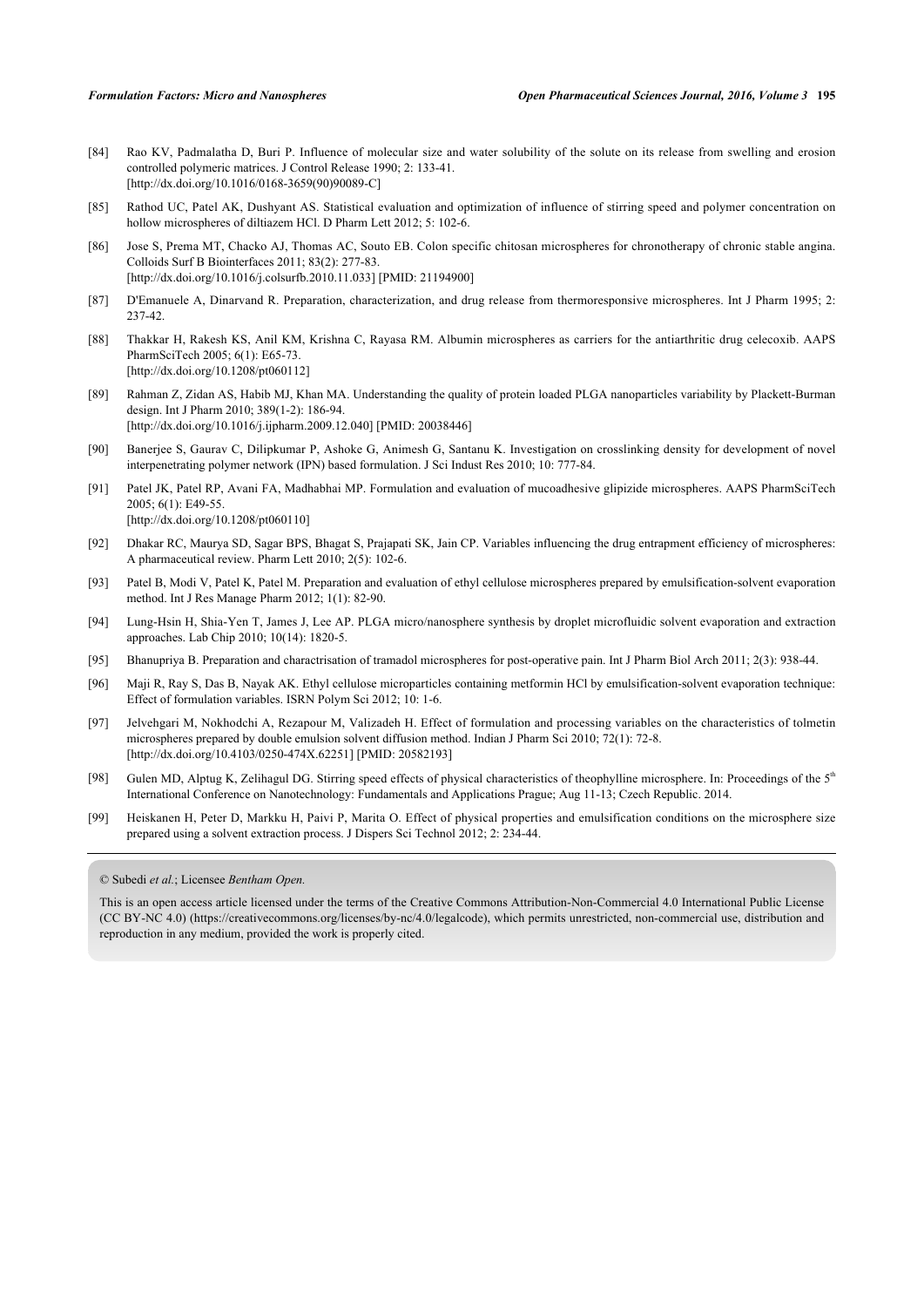[84] Rao KV, Padmalatha D, Buri P. Influence of molecular size and water solubility of the solute on its release from swelling and erosion controlled polymeric matrices. J Control Release 1990; 2: 133-41. [http://dx.doi.org/10.1016/0168-3659(90)90089-C]

[85] Rathod UC, Patel AK, Dushyant AS. Statistical evaluation and optimization of influence of stirring speed and polymer concentration on hollow microspheres of diltiazem HCl. D Pharm Lett 2012; 5: 102-6.

[86] Jose S, Prema MT, Chacko AJ, Thomas AC, Souto EB. Colon specific chitosan microspheres for chronotherapy of chronic stable angina. Colloids Surf B Biointerfaces 2011; 83(2): 277-83. [http://dx.doi.org/10.1016/j.colsurfb.2010.11.033] [PMID: 21194900]

[87] D'Emanuele A, Dinarvand R. Preparation, characterization, and drug release from thermoresponsive microspheres. Int J Pharm 1995; 2: 237-42.

[88] Thakkar H, Rakesh KS, Anil KM, Krishna C, Rayasa RM. Albumin microspheres as carriers for the antiarthritic drug celecoxib. AAPS PharmSciTech 2005; 6(1): E65-73. [http://dx.doi.org/10.1208/pt060112]

[89] Rahman Z, Zidan AS, Habib MJ, Khan MA. Understanding the quality of protein loaded PLGA nanoparticles variability by Plackett-Burman design. Int J Pharm 2010; 389(1-2): 186-94. [http://dx.doi.org/10.1016/j.ijpharm.2009.12.040] [PMID: 20038446]

[90] Banerjee S, Gaurav C, Dilipkumar P, Ashoke G, Animesh G, Santanu K. Investigation on crosslinking density for development of novel interpenetrating polymer network (IPN) based formulation. J Sci Indust Res 2010; 10: 777-84.

[91] Patel JK, Patel RP, Avani FA, Madhabhai MP. Formulation and evaluation of mucoadhesive glipizide microspheres. AAPS PharmSciTech 2005; 6(1): E49-55. [http://dx.doi.org/10.1208/pt060110]

[92] Dhakar RC, Maurya SD, Sagar BPS, Bhagat S, Prajapati SK, Jain CP. Variables influencing the drug entrapment efficiency of microspheres: A pharmaceutical review. Pharm Lett 2010; 2(5): 102-6.

[93] Patel B, Modi V, Patel K, Patel M. Preparation and evaluation of ethyl cellulose microspheres prepared by emulsification-solvent evaporation method. Int J Res Manage Pharm 2012; 1(1): 82-90.

[94] Lung-Hsin H, Shia-Yen T, James J, Lee AP. PLGA micro/nanosphere synthesis by droplet microfluidic solvent evaporation and extraction approaches. Lab Chip 2010; 10(14): 1820-5.

[95] Bhanupriya B. Preparation and charactrisation of tramadol microspheres for post-operative pain. Int J Pharm Biol Arch 2011; 2(3): 938-44.

[96] Maji R, Ray S, Das B, Nayak AK. Ethyl cellulose microparticles containing metformin HCl by emulsification-solvent evaporation technique: Effect of formulation variables. ISRN Polym Sci 2012; 10: 1-6.

[97] Jelvehgari M, Nokhodchi A, Rezapour M, Valizadeh H. Effect of formulation and processing variables on the characteristics of tolmetin microspheres prepared by double emulsion solvent diffusion method. Indian J Pharm Sci 2010; 72(1): 72-8. [http://dx.doi.org/10.4103/0250-474X.62251] [PMID: 20582193]

[98] Gulen MD, Alptug K, Zelihagul DG. Stirring speed effects of physical characteristics of theophylline microsphere. In: Proceedings of the 5th International Conference on Nanotechnology: Fundamentals and Applications Prague; Aug 11-13; Czech Republic. 2014.

[99] Heiskanen H, Peter D, Markku H, Paivi P, Marita O. Effect of physical properties and emulsification conditions on the microsphere size prepared using a solvent extraction process. J Dispers Sci Technol 2012; 2: 234-44.

---

© Subedi *et al.*; Licensee *Bentham Open.*

This is an open access article licensed under the terms of the Creative Commons Attribution-Non-Commercial 4.0 International Public License (CC BY-NC 4.0) (https://creativecommons.org/licenses/by-nc/4.0/legalcode), which permits unrestricted, non-commercial use, distribution and reproduction in any medium, provided the work is properly cited.